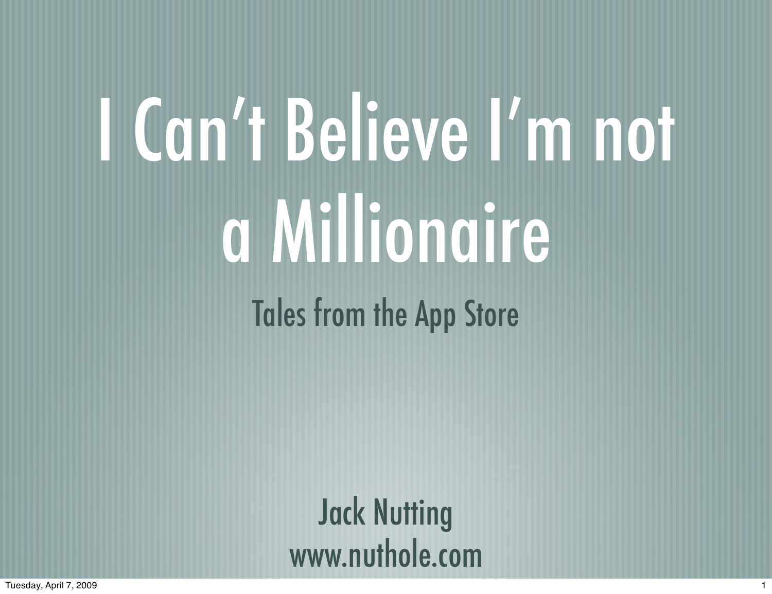# I Can't Believe I'm not a Millionaire

## Tales from the App Store

Jack Nutting
www.nuthole.com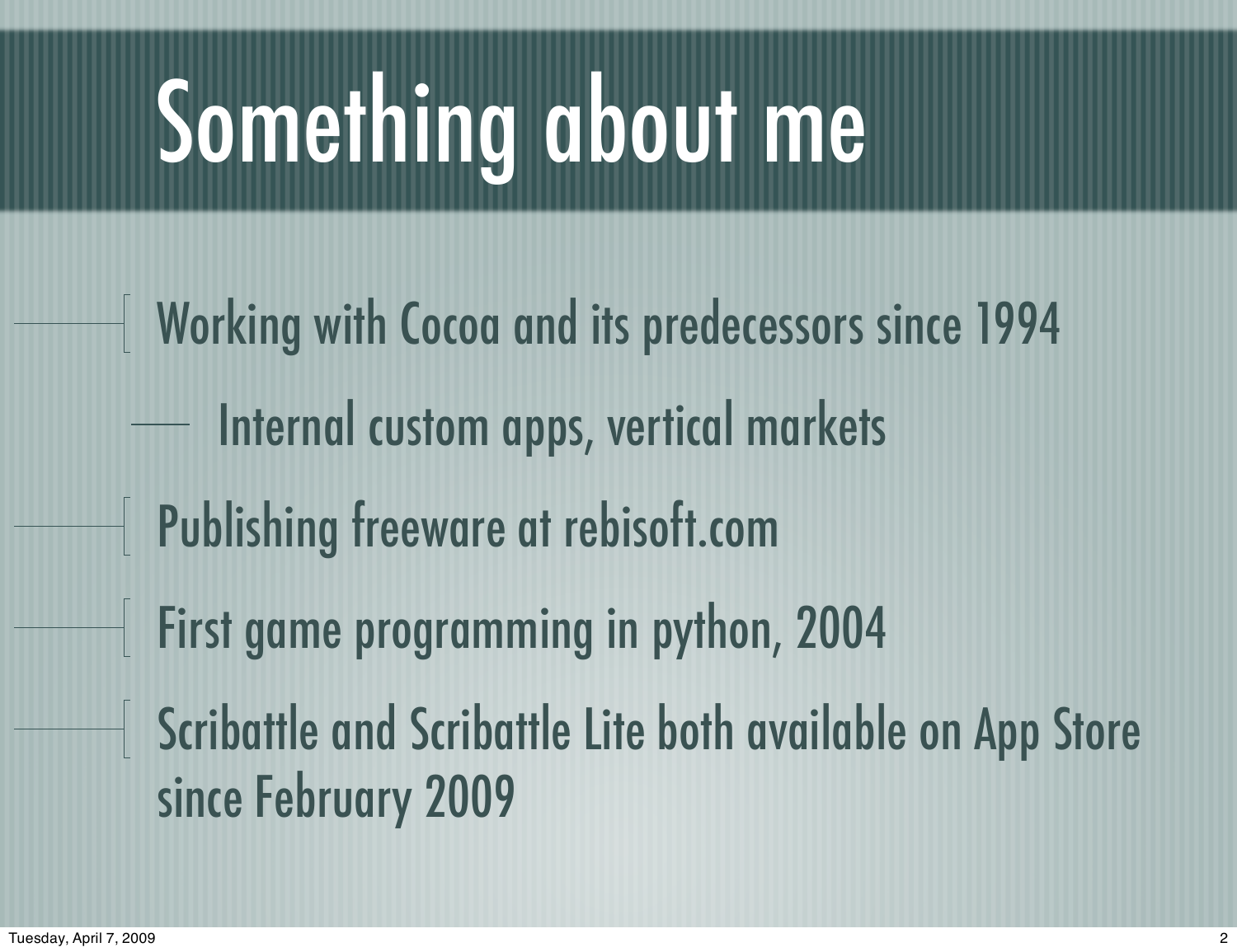# Something about me

- Working with Cocoa and its predecessors since 1994
  - Internal custom apps, vertical markets
- Publishing freeware at rebisoft.com
- First game programming in python, 2004
- Scribattle and Scribattle Lite both available on App Store since February 2009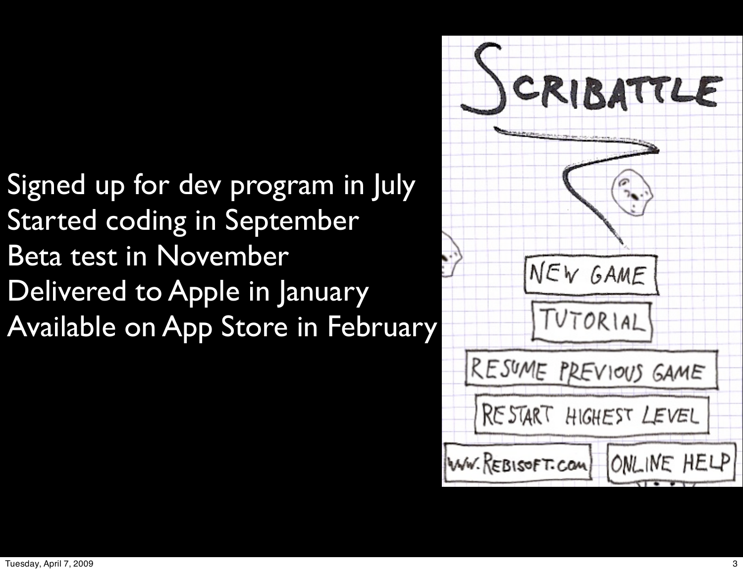Signed up for dev program in July
Started coding in September
Beta test in November
Delivered to Apple in January
Available on App Store in February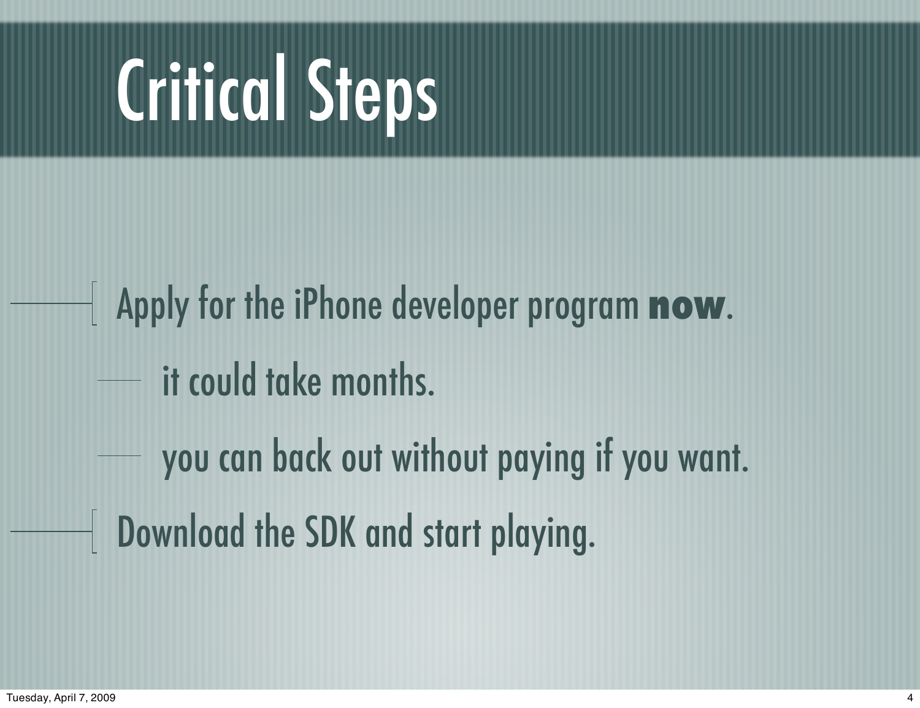# Critical Steps

- Apply for the iPhone developer program **now**.
  - it could take months.
  - you can back out without paying if you want.
- Download the SDK and start playing.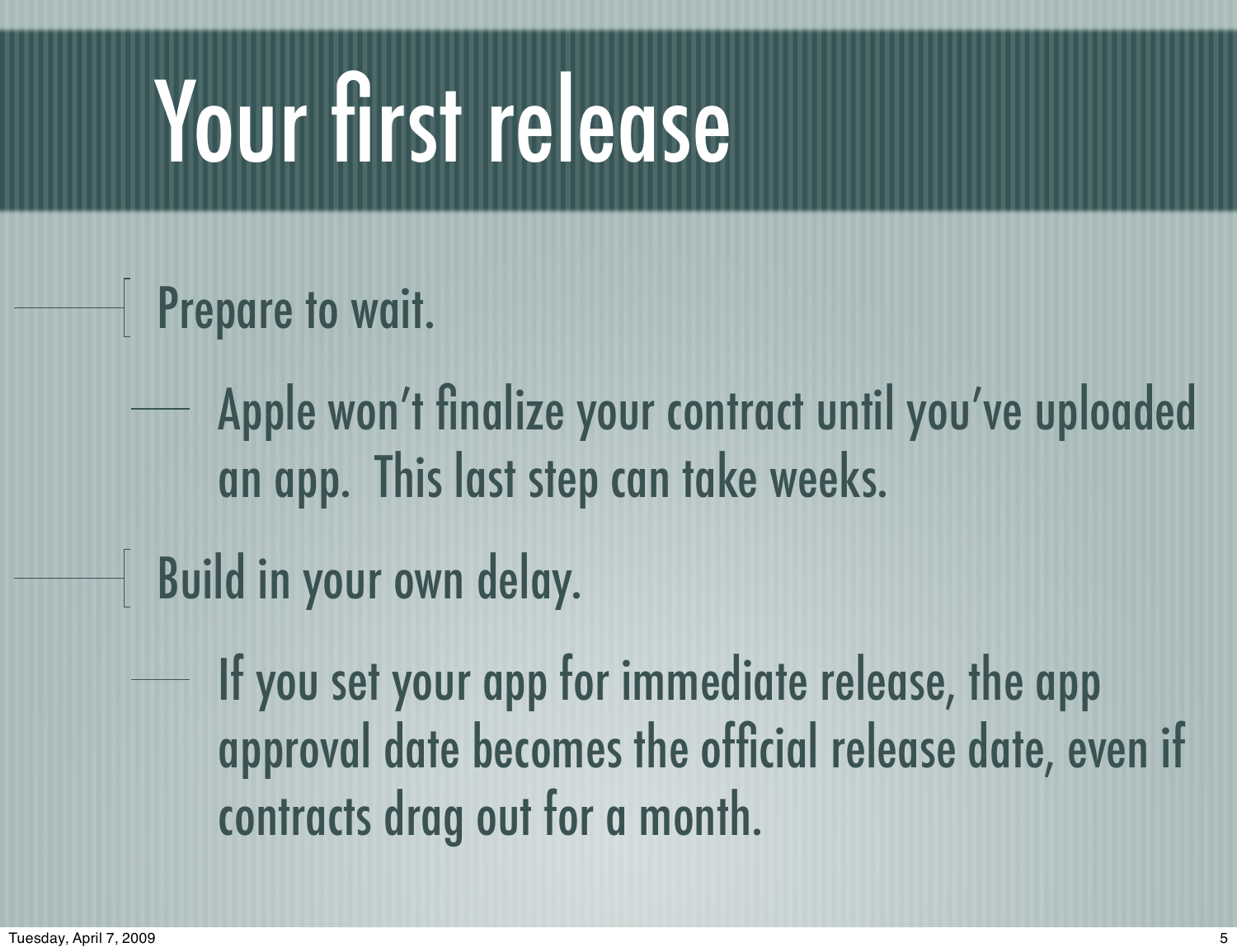# Your first release

- Prepare to wait.
  - Apple won't finalize your contract until you've uploaded an app. This last step can take weeks.
- Build in your own delay.
  - If you set your app for immediate release, the app approval date becomes the official release date, even if contracts drag out for a month.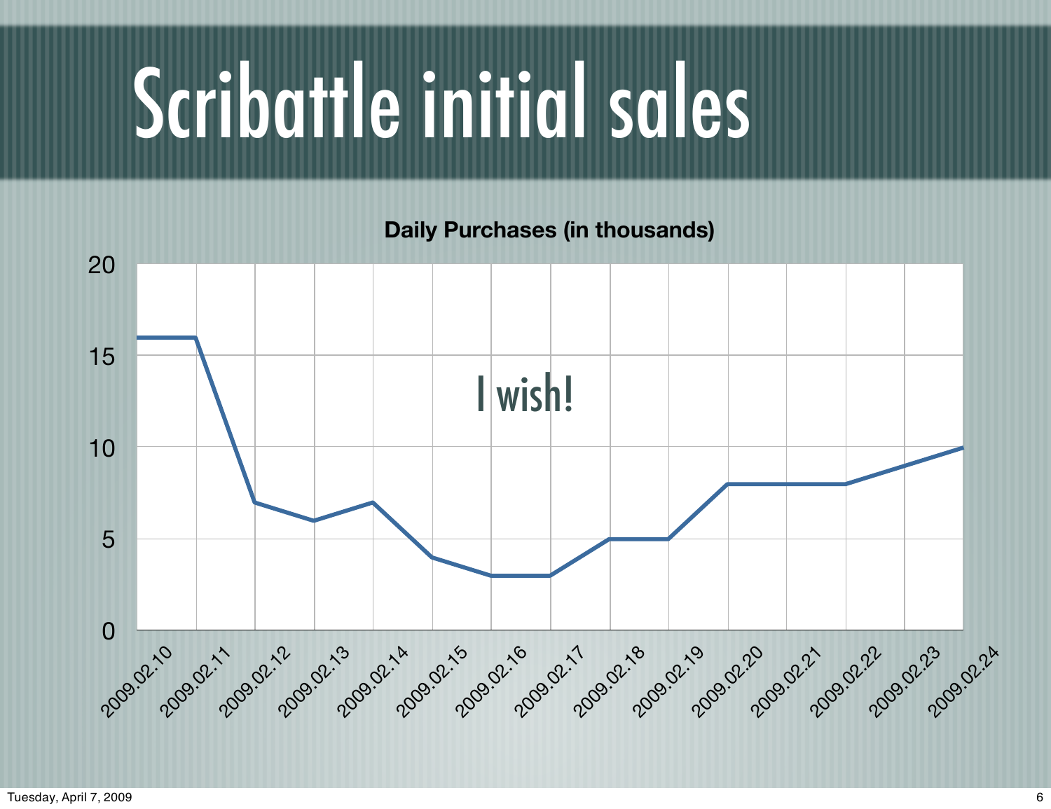# Scribattle initial sales

**Daily Purchases (in thousands)**

I wish!

| Date | Daily Purchases (in thousands) |
| --- | --- |
| 2009.02.10 | 16 |
| 2009.02.11 | 16 |
| 2009.02.12 | 7 |
| 2009.02.13 | 6 |
| 2009.02.14 | 7 |
| 2009.02.15 | 4 |
| 2009.02.16 | 3 |
| 2009.02.17 | 3 |
| 2009.02.18 | 5 |
| 2009.02.19 | 5 |
| 2009.02.20 | 8 |
| 2009.02.21 | 8 |
| 2009.02.22 | 8 |
| 2009.02.23 | 9 |
| 2009.02.24 | 10 |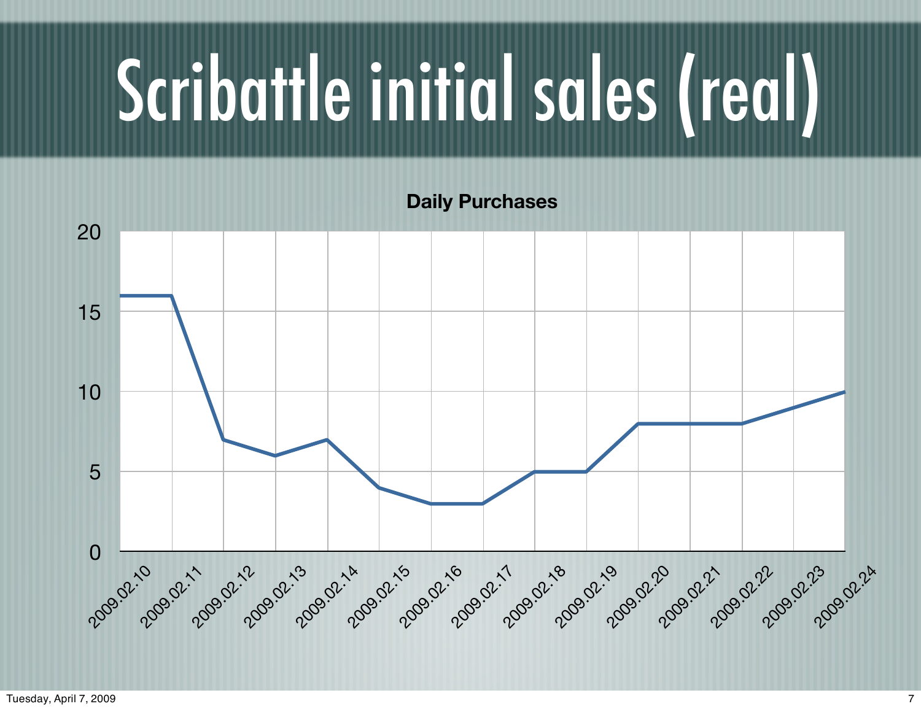# Scribattle initial sales (real)

**Daily Purchases**

| Date | Purchases |
|---|---|
| 2009.02.10 | 16 |
| 2009.02.11 | 16 |
| 2009.02.12 | 7 |
| 2009.02.13 | 6 |
| 2009.02.14 | 7 |
| 2009.02.15 | 4 |
| 2009.02.16 | 3 |
| 2009.02.17 | 3 |
| 2009.02.18 | 5 |
| 2009.02.19 | 5 |
| 2009.02.20 | 8 |
| 2009.02.21 | 8 |
| 2009.02.22 | 8 |
| 2009.02.23 | 9 |
| 2009.02.24 | 10 |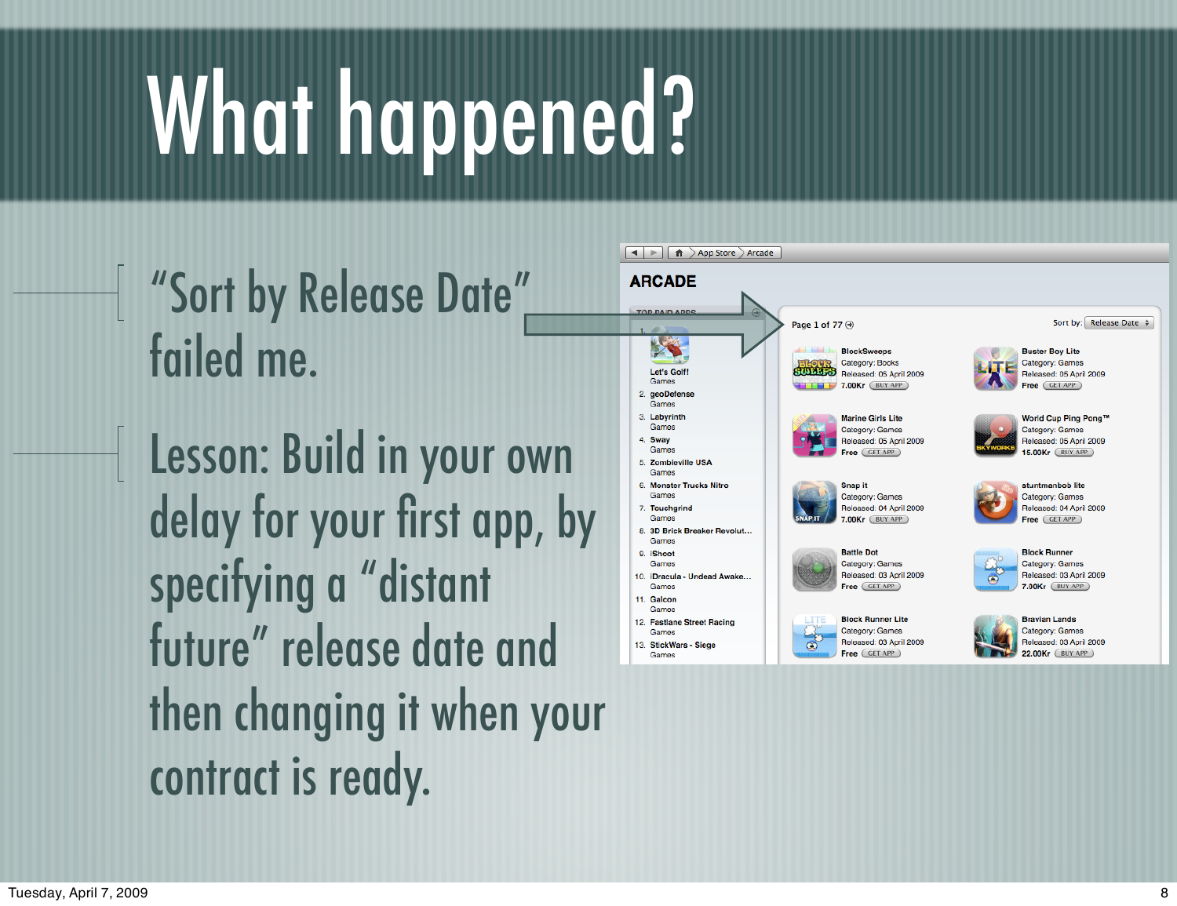# What happened?

- "Sort by Release Date" failed me.
- Lesson: Build in your own delay for your first app, by specifying a "distant future" release date and then changing it when your contract is ready.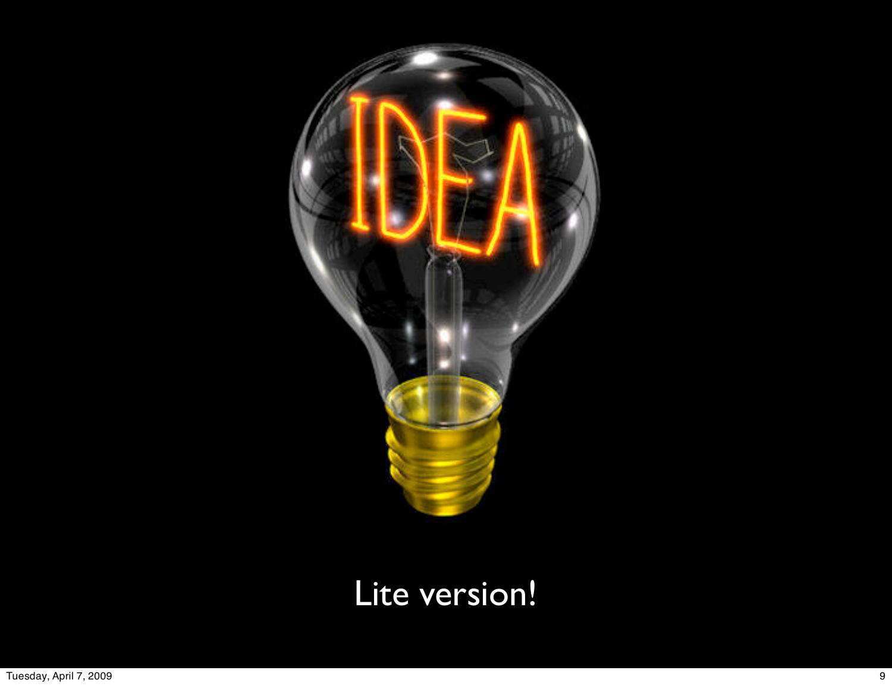Lite version!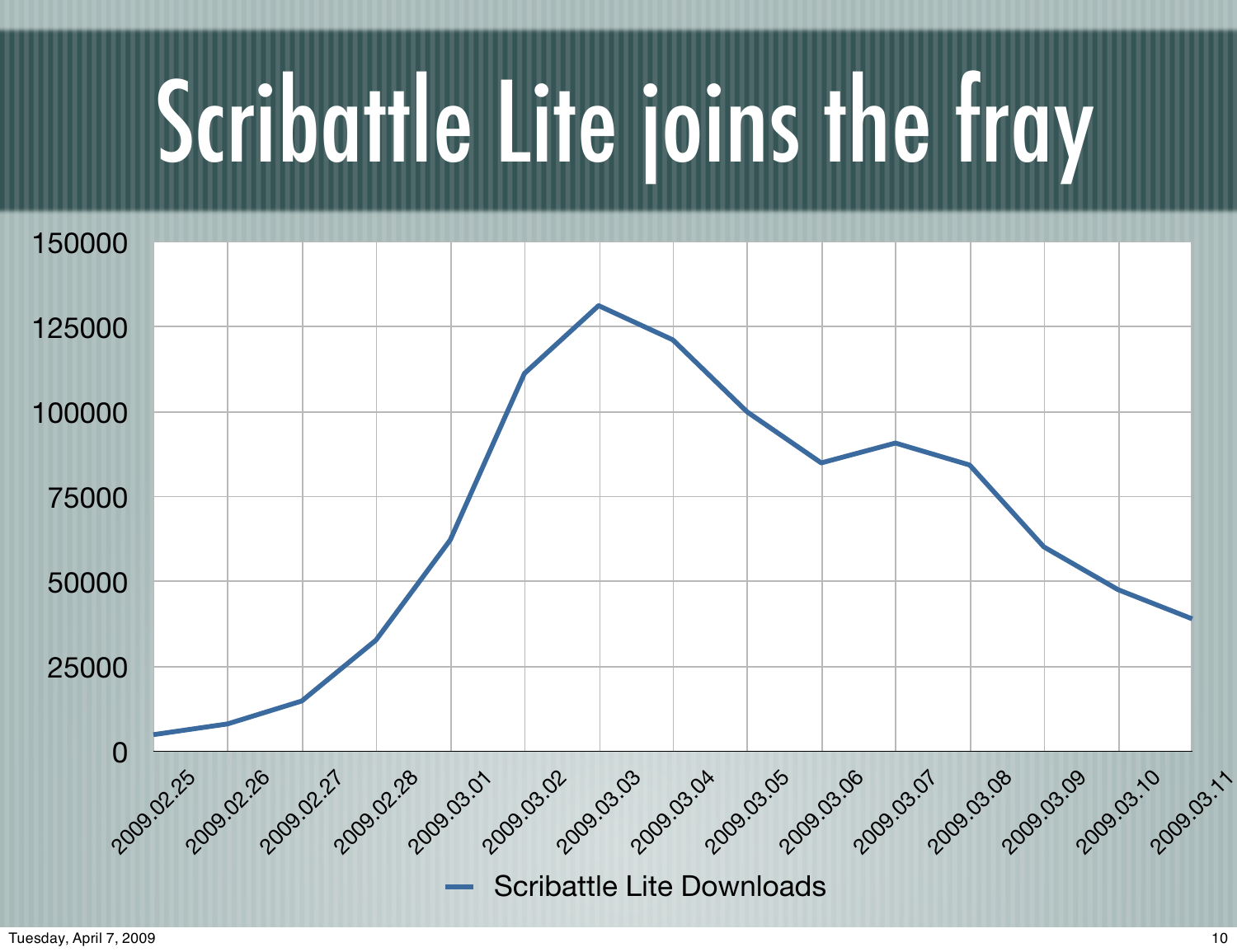# Scribattle Lite joins the fray

150000
125000
100000
75000
50000
25000
0

2009.02.25 2009.02.26 2009.02.27 2009.02.28 2009.03.01 2009.03.02 2009.03.03 2009.03.04 2009.03.05 2009.03.06 2009.03.07 2009.03.08 2009.03.09 2009.03.10 2009.03.11

Scribattle Lite Downloads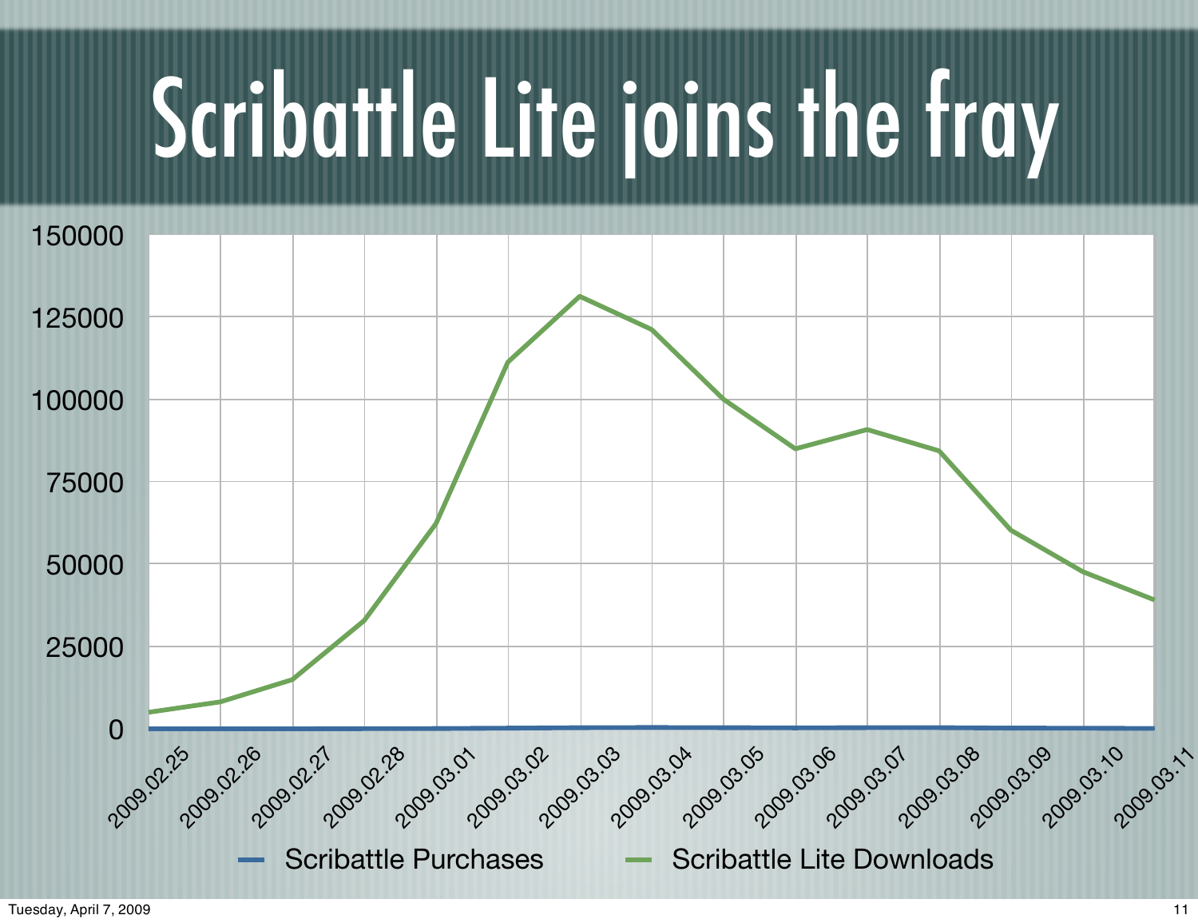# Scribattle Lite joins the fray

150000

125000

100000

75000

50000

25000

0

2009.02.25 2009.02.26 2009.02.27 2009.02.28 2009.03.01 2009.03.02 2009.03.03 2009.03.04 2009.03.05 2009.03.06 2009.03.07 2009.03.08 2009.03.09 2009.03.10 2009.03.11

Scribattle Purchases — Scribattle Lite Downloads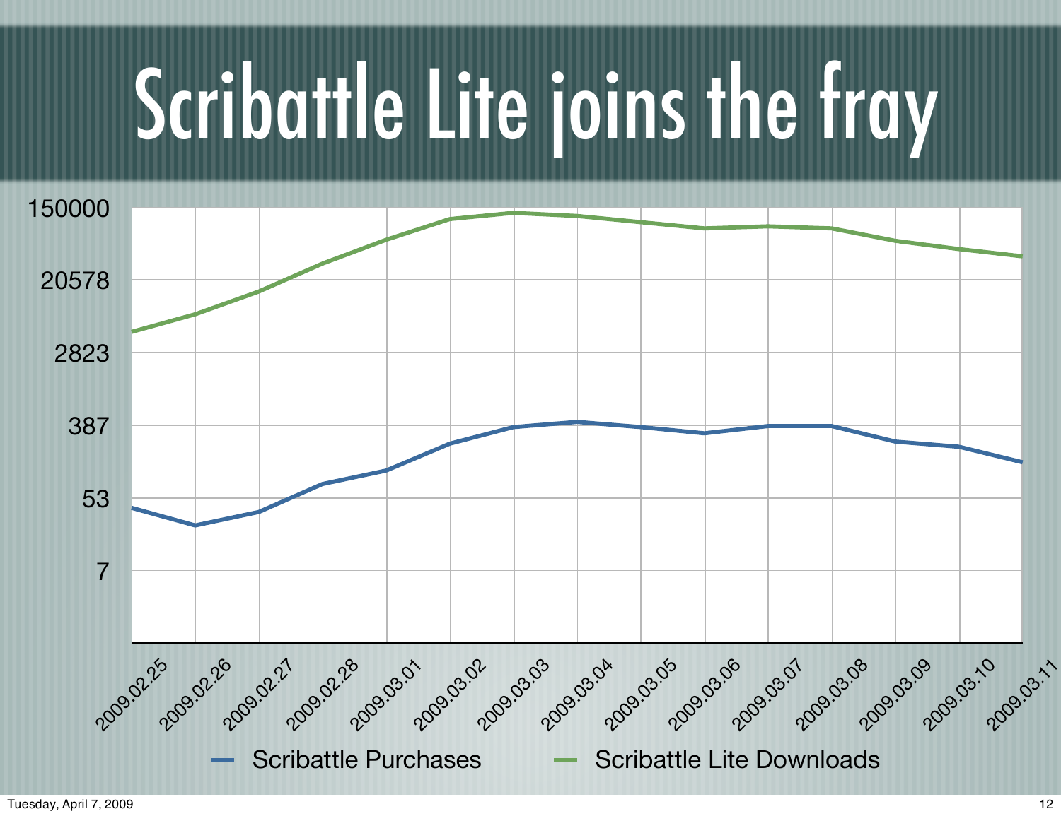# Scribattle Lite joins the fray

150000
20578
2823
387
53
7

2009.02.25 2009.02.26 2009.02.27 2009.02.28 2009.03.01 2009.03.02 2009.03.03 2009.03.04 2009.03.05 2009.03.06 2009.03.07 2009.03.08 2009.03.09 2009.03.10 2009.03.11

Scribattle Purchases — Scribattle Lite Downloads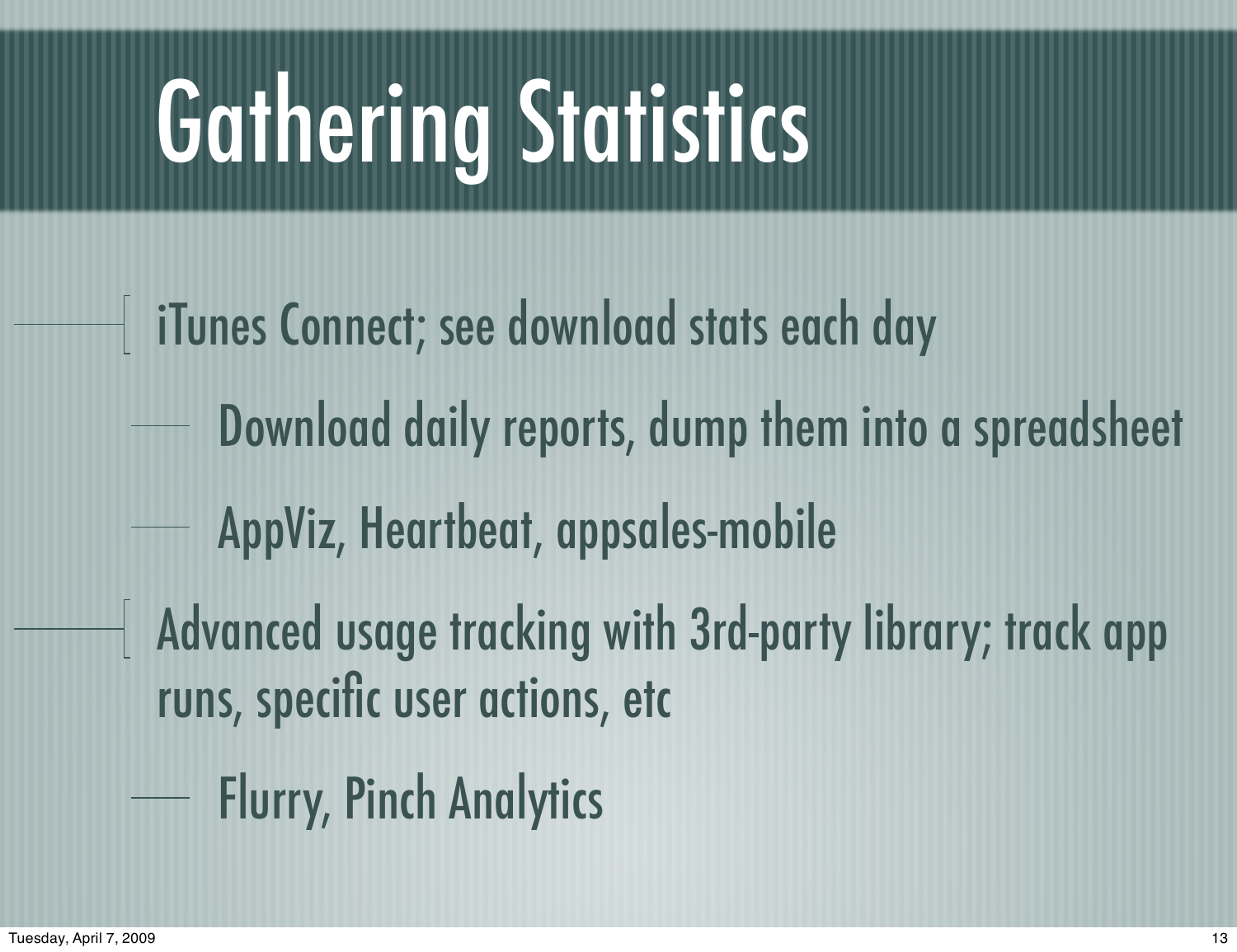# Gathering Statistics

- iTunes Connect; see download stats each day
  - Download daily reports, dump them into a spreadsheet
  - AppViz, Heartbeat, appsales-mobile
- Advanced usage tracking with 3rd-party library; track app runs, specific user actions, etc
  - Flurry, Pinch Analytics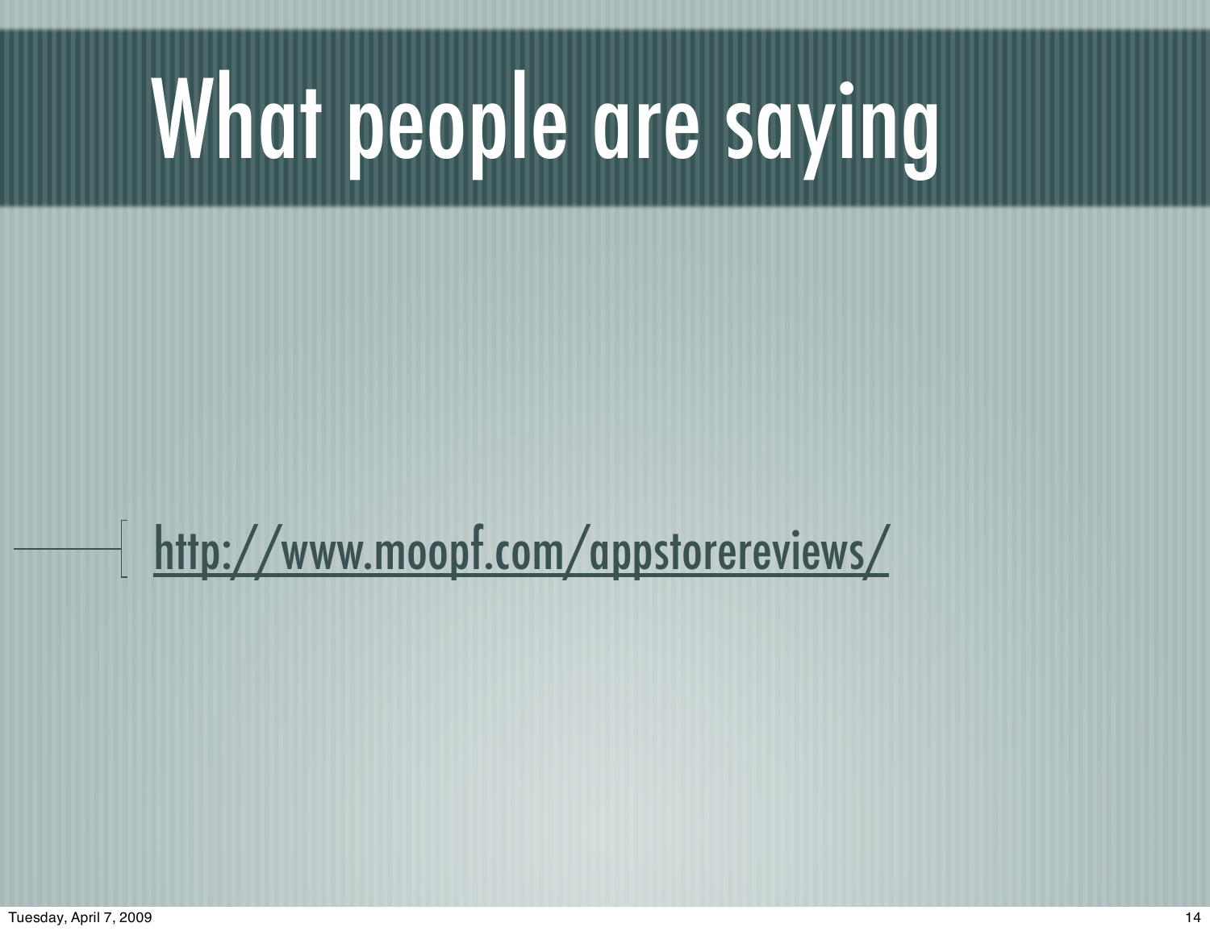# What people are saying

- http://www.moopf.com/appstorereviews/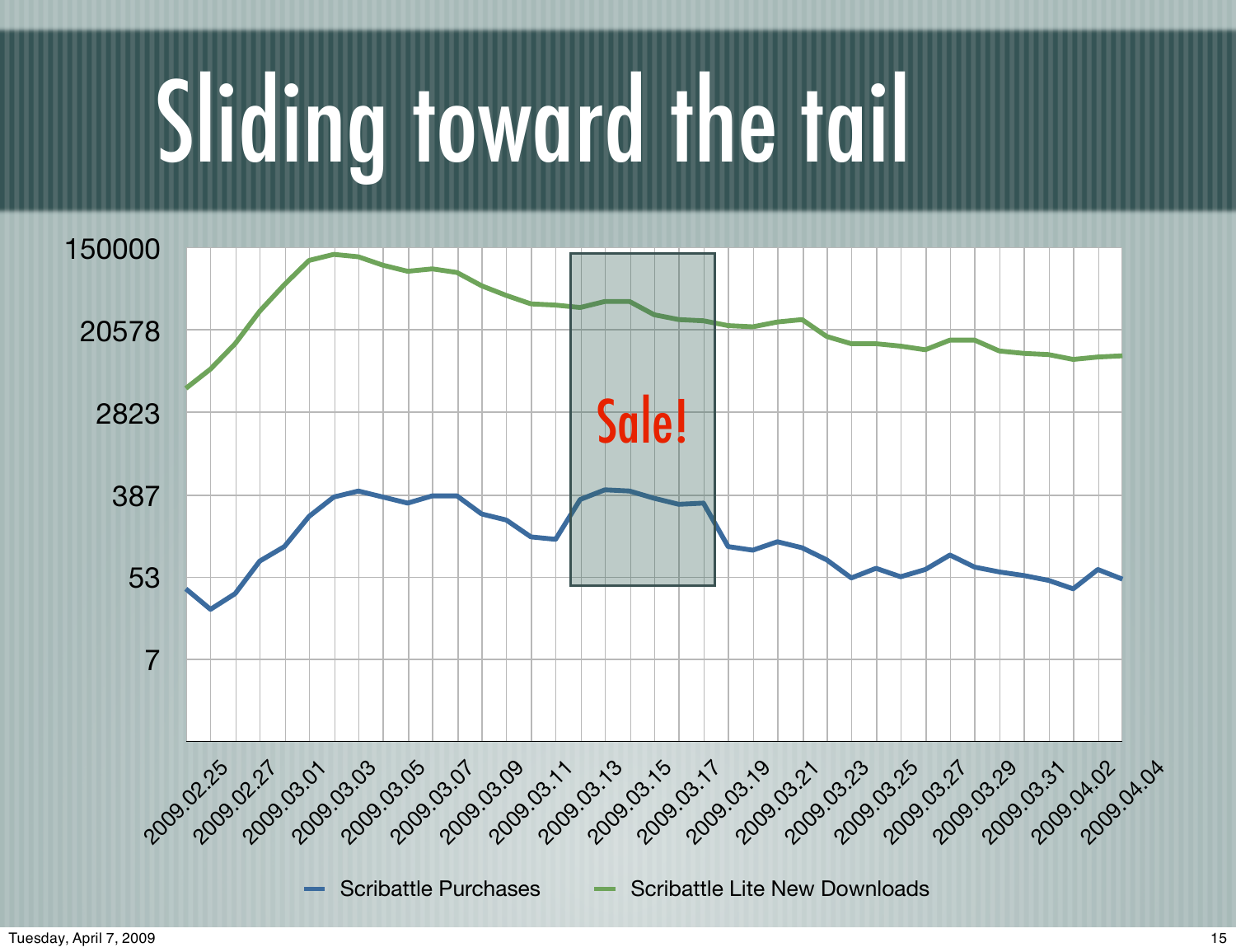# Sliding toward the tail

150000
20578
2823
387
53
7

Sale!

2009.02.25 2009.02.27 2009.03.01 2009.03.03 2009.03.05 2009.03.07 2009.03.09 2009.03.11 2009.03.13 2009.03.15 2009.03.17 2009.03.19 2009.03.21 2009.03.23 2009.03.25 2009.03.27 2009.03.29 2009.03.31 2009.04.02 2009.04.04

Scribattle Purchases    Scribattle Lite New Downloads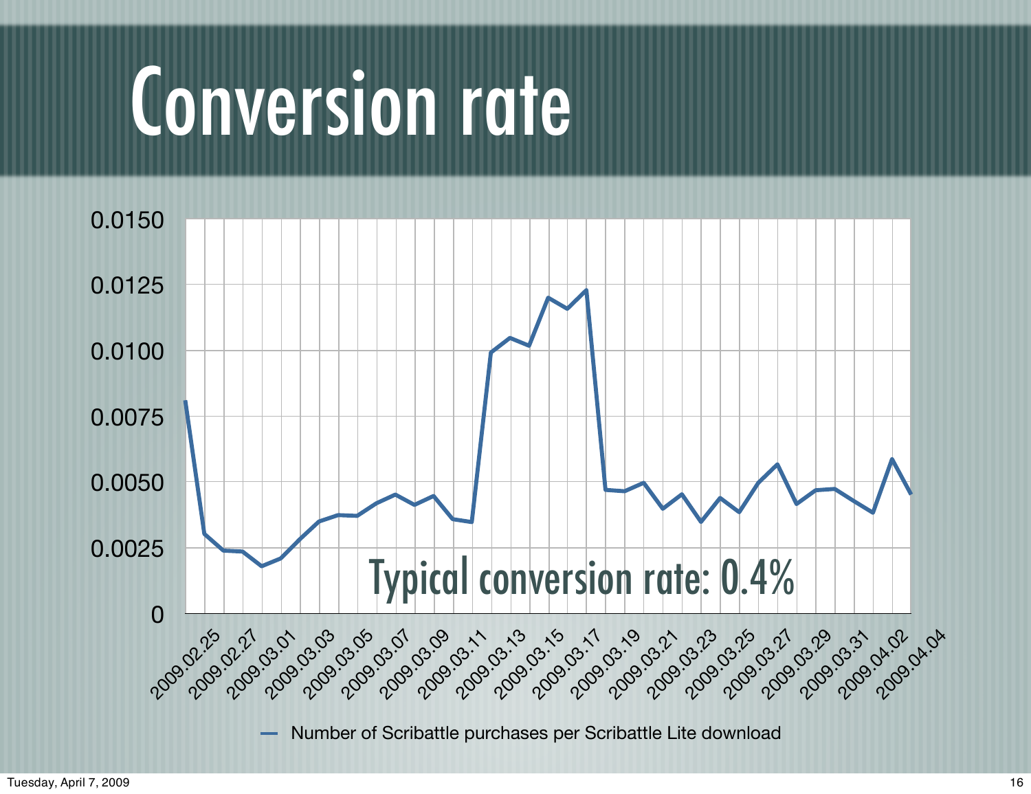# Conversion rate

Typical conversion rate: 0.4%

Number of Scribattle purchases per Scribattle Lite download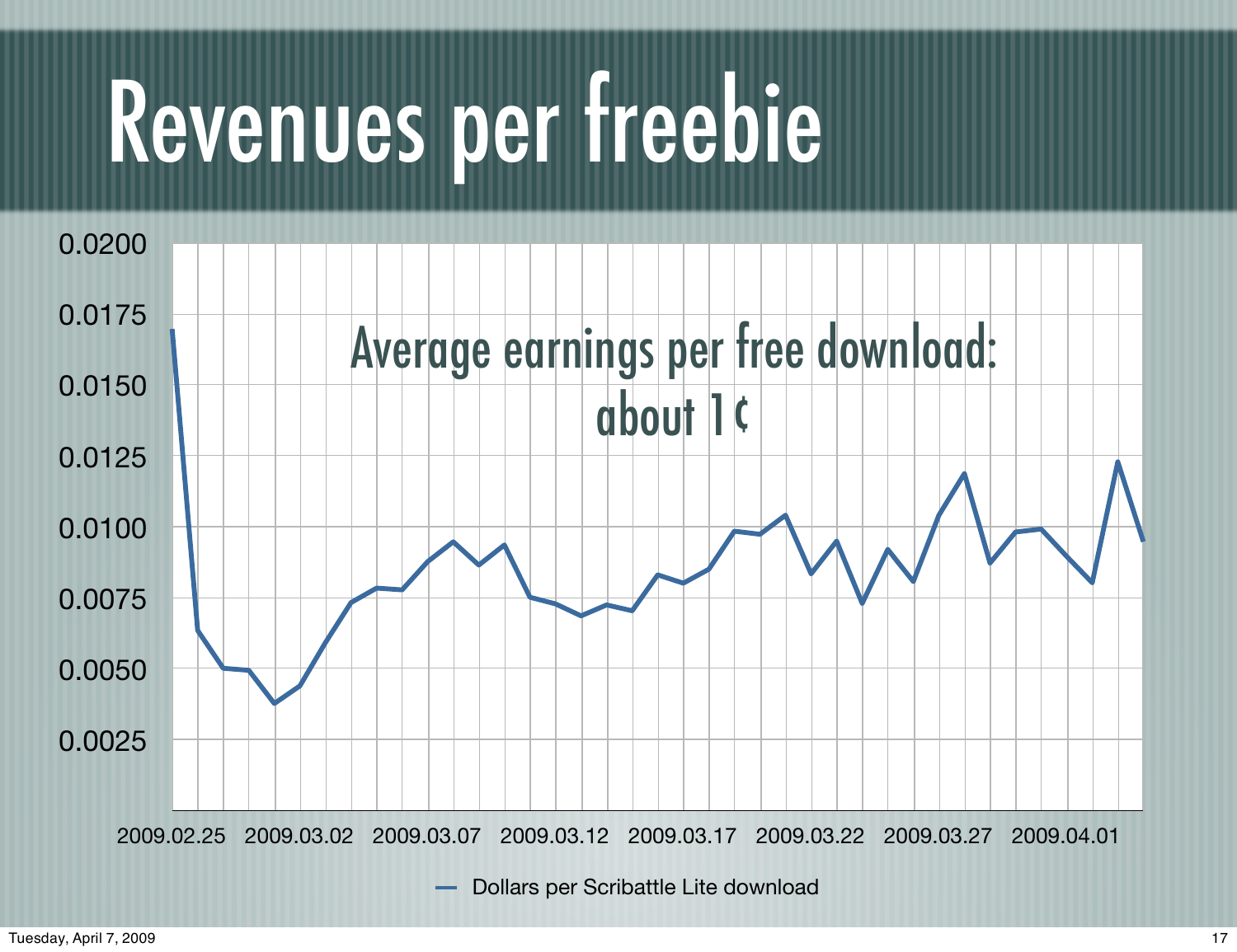# Revenues per freebie

Average earnings per free download: about 1¢

Dollars per Scribattle Lite download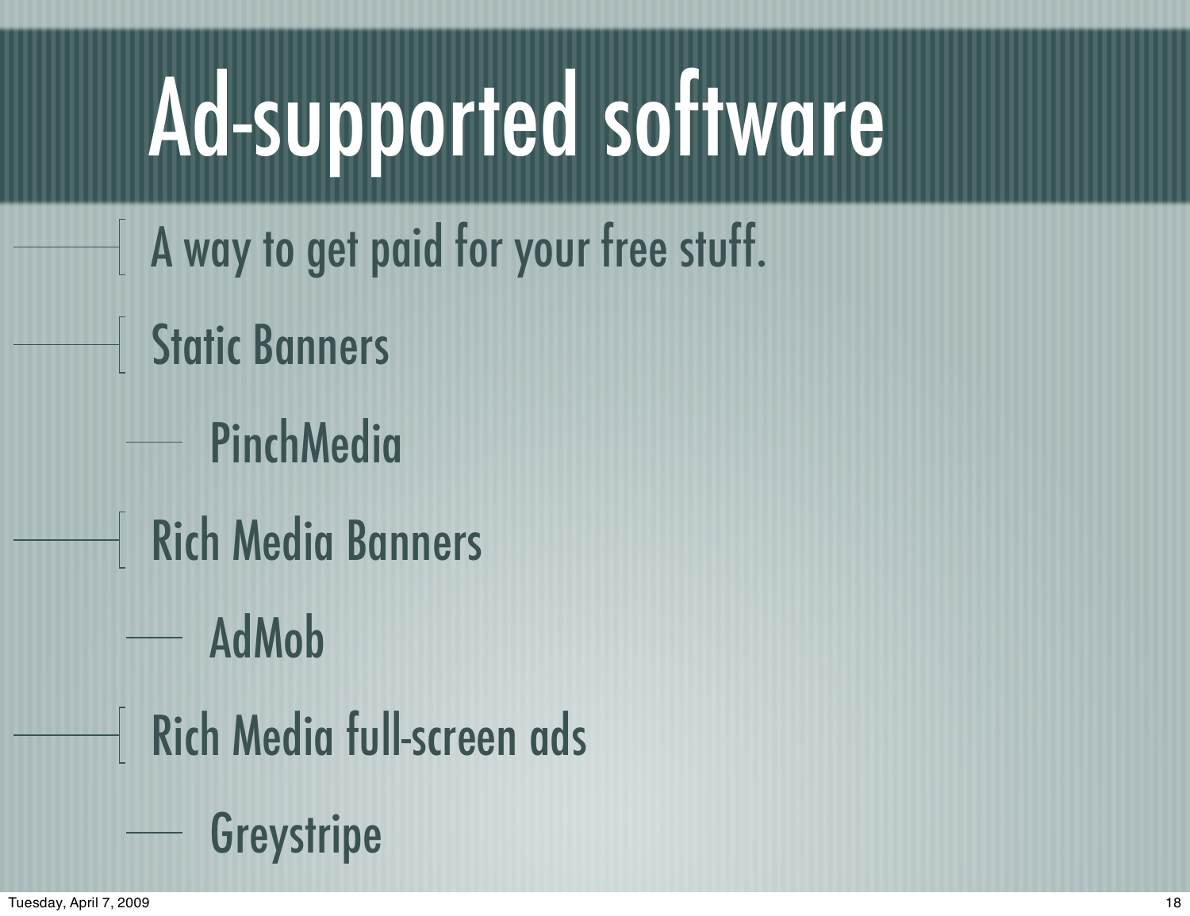# Ad-supported software

- A way to get paid for your free stuff.
- Static Banners
  - PinchMedia
- Rich Media Banners
  - AdMob
- Rich Media full-screen ads
  - Greystripe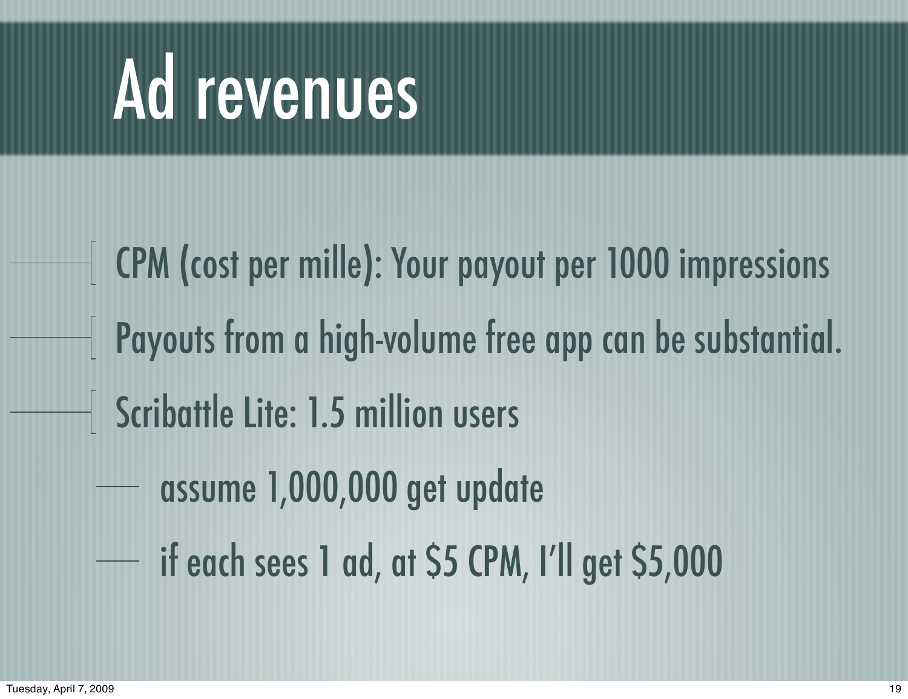# Ad revenues

- CPM (cost per mille): Your payout per 1000 impressions
- Payouts from a high-volume free app can be substantial.
- Scribattle Lite: 1.5 million users
  - assume 1,000,000 get update
  - if each sees 1 ad, at $5 CPM, I'll get $5,000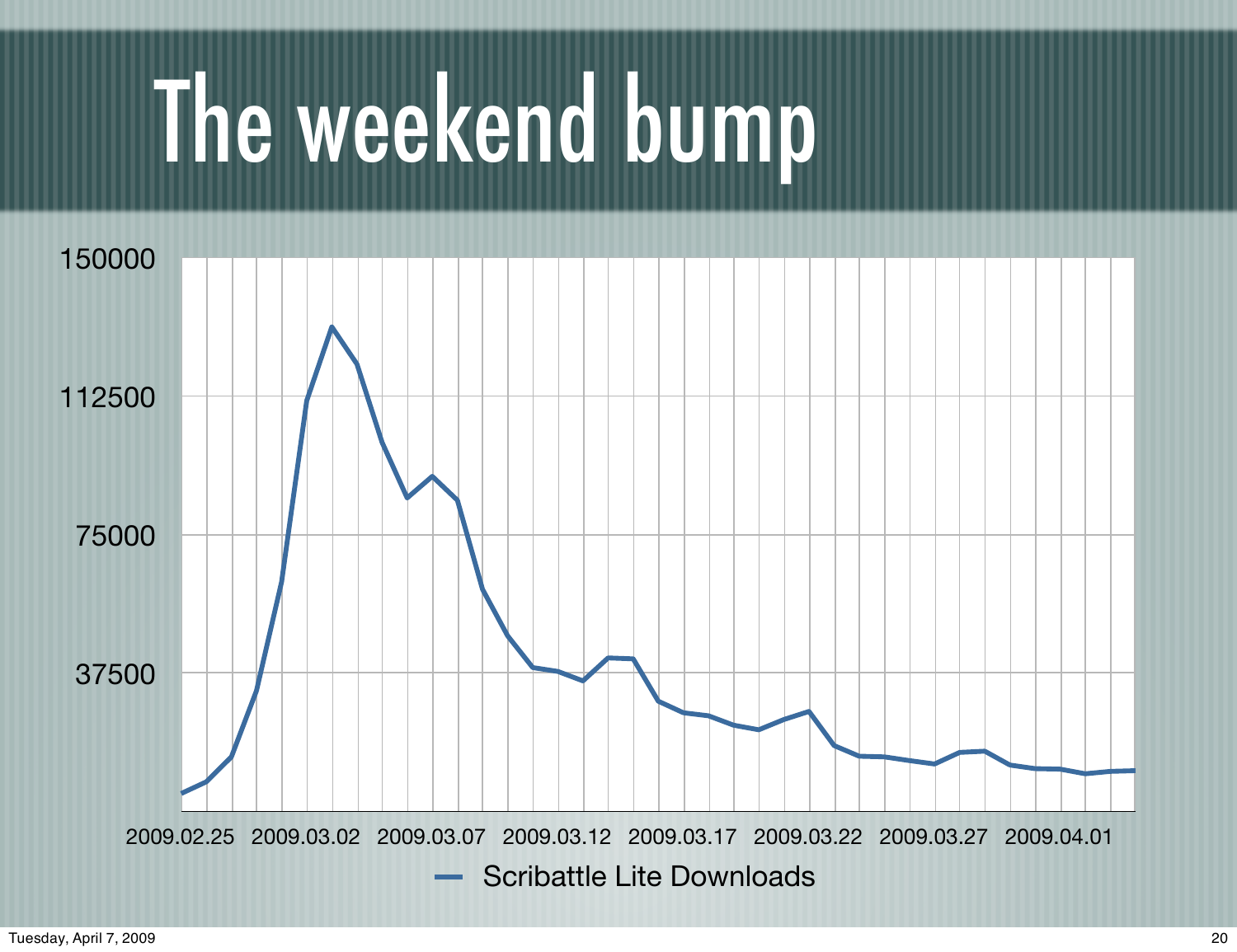# The weekend bump

150000

112500

75000

37500

2009.02.25 2009.03.02 2009.03.07 2009.03.12 2009.03.17 2009.03.22 2009.03.27 2009.04.01

Scribattle Lite Downloads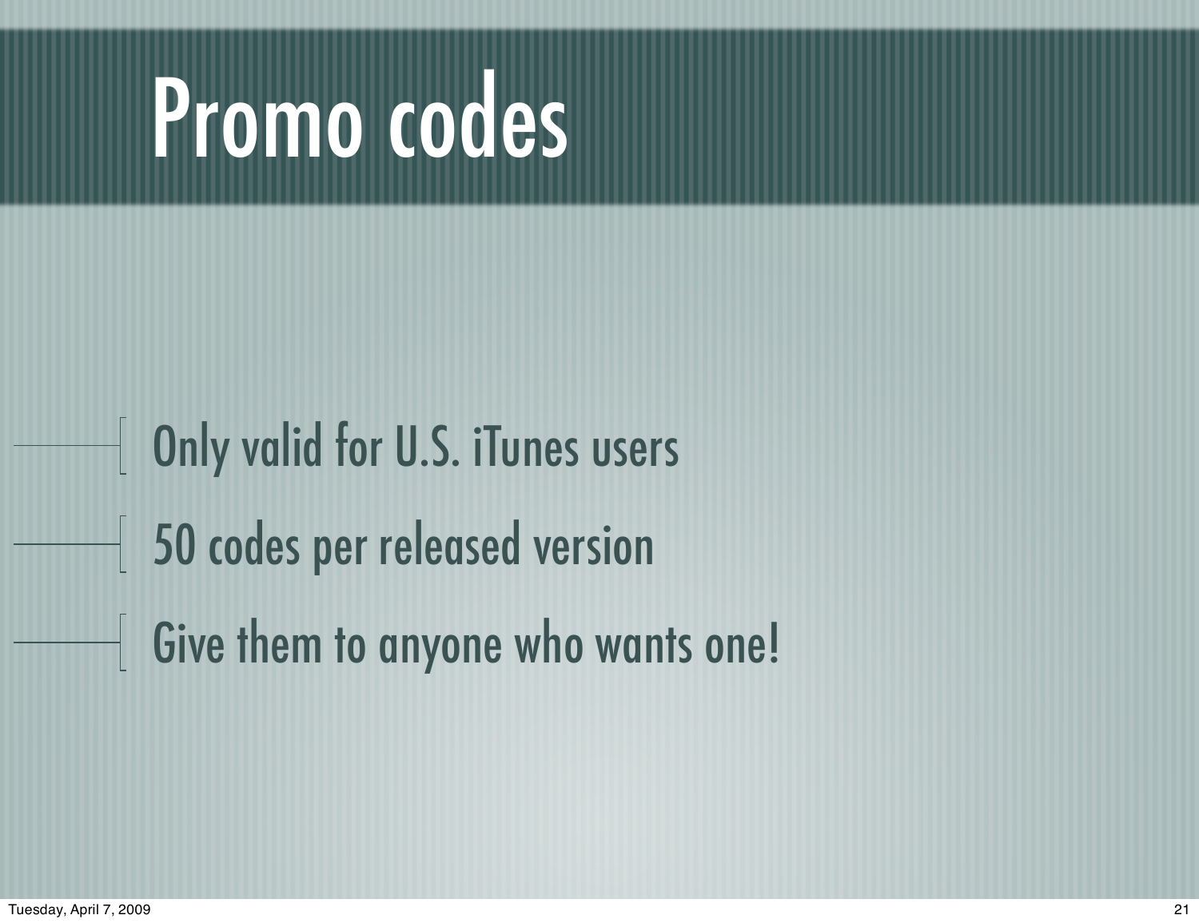# Promo codes

- Only valid for U.S. iTunes users
- 50 codes per released version
- Give them to anyone who wants one!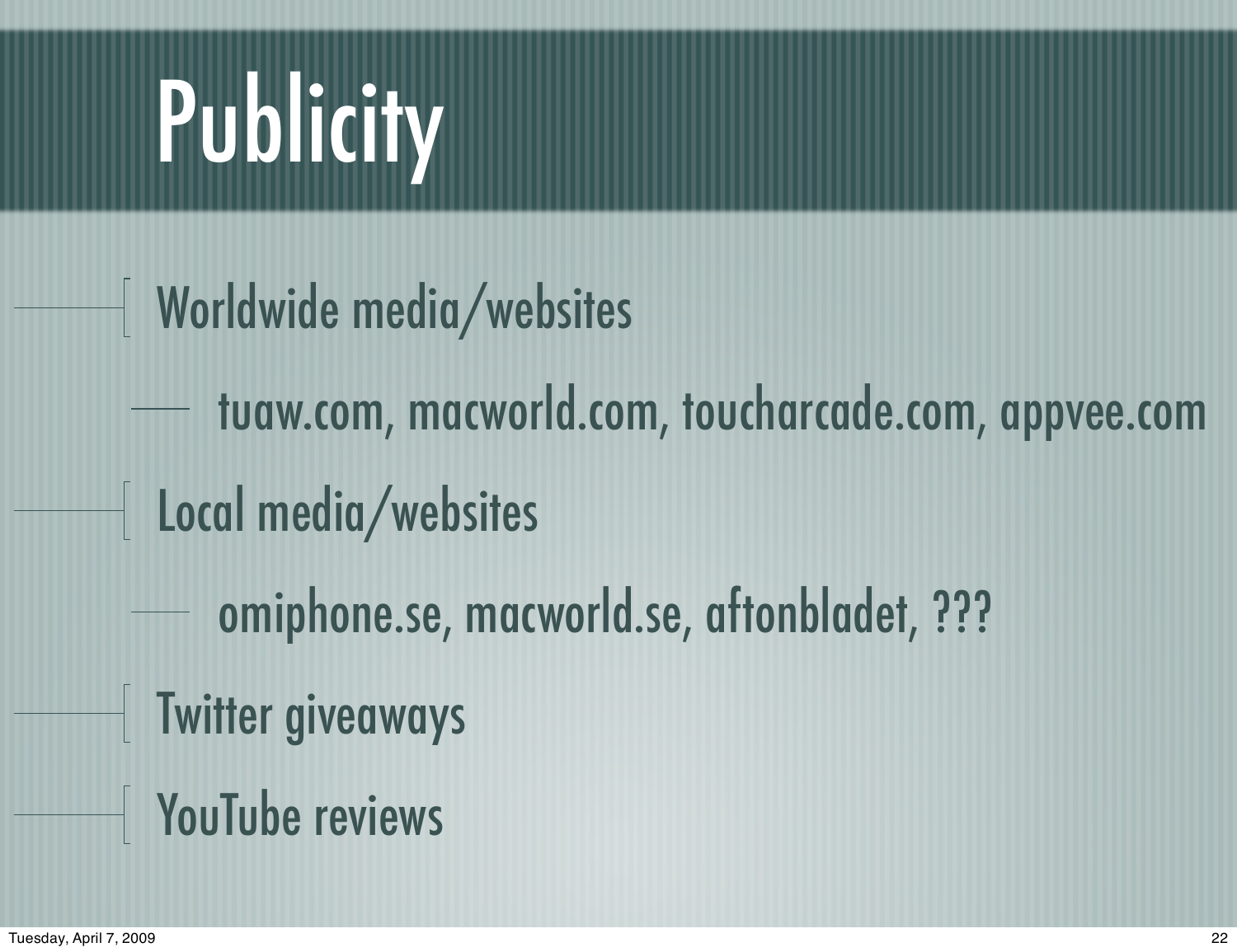# Publicity

- Worldwide media/websites
  - tuaw.com, macworld.com, toucharcade.com, appvee.com
- Local media/websites
  - omiphone.se, macworld.se, aftonbladet, ???
- Twitter giveaways
- YouTube reviews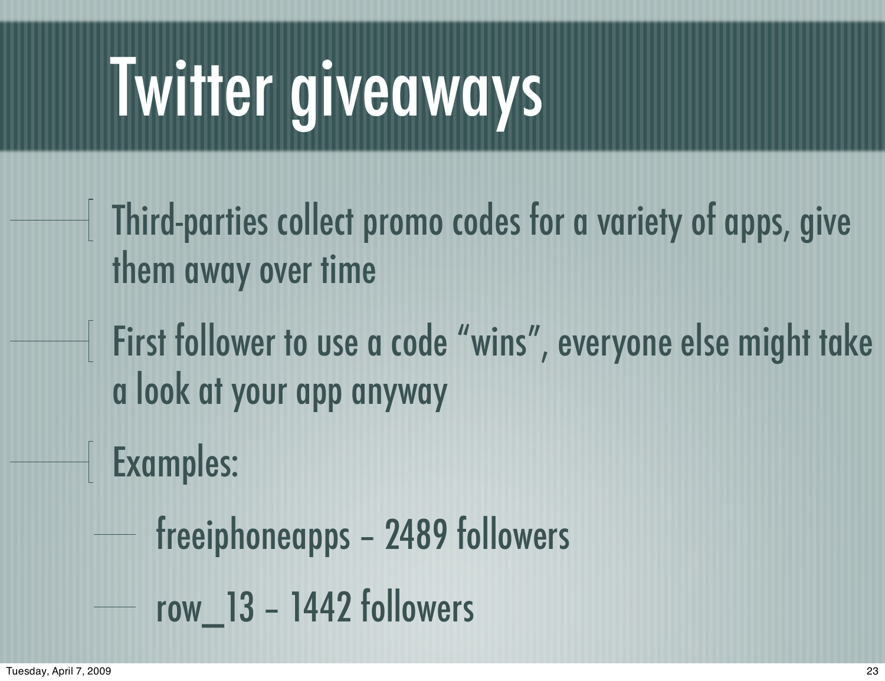# Twitter giveaways

- Third-parties collect promo codes for a variety of apps, give them away over time
- First follower to use a code “wins”, everyone else might take a look at your app anyway
- Examples:
  - freeiphoneapps – 2489 followers
  - row_13 – 1442 followers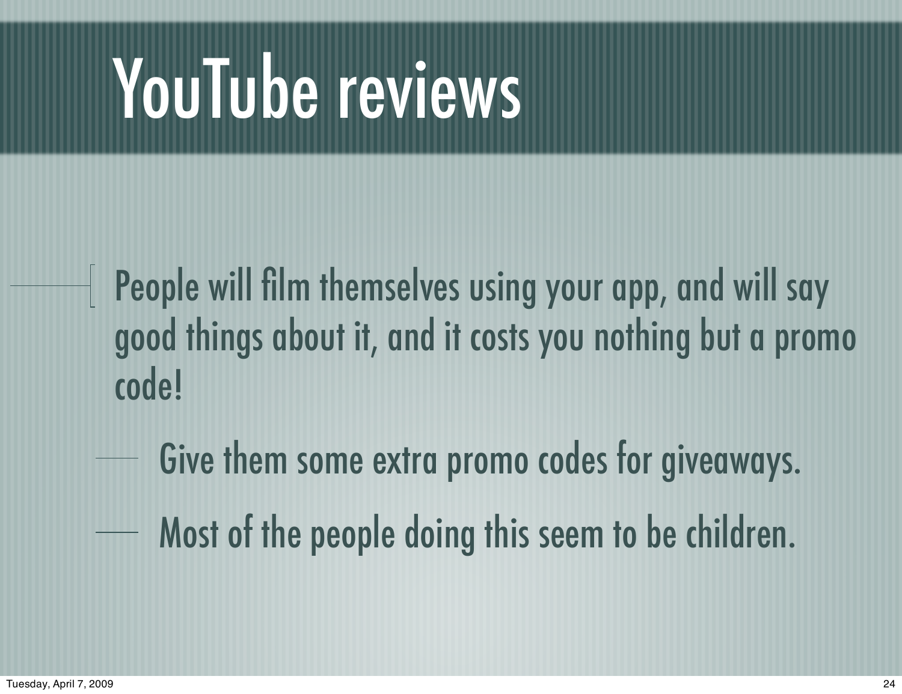# YouTube reviews

- People will film themselves using your app, and will say good things about it, and it costs you nothing but a promo code!
  - Give them some extra promo codes for giveaways.
  - Most of the people doing this seem to be children.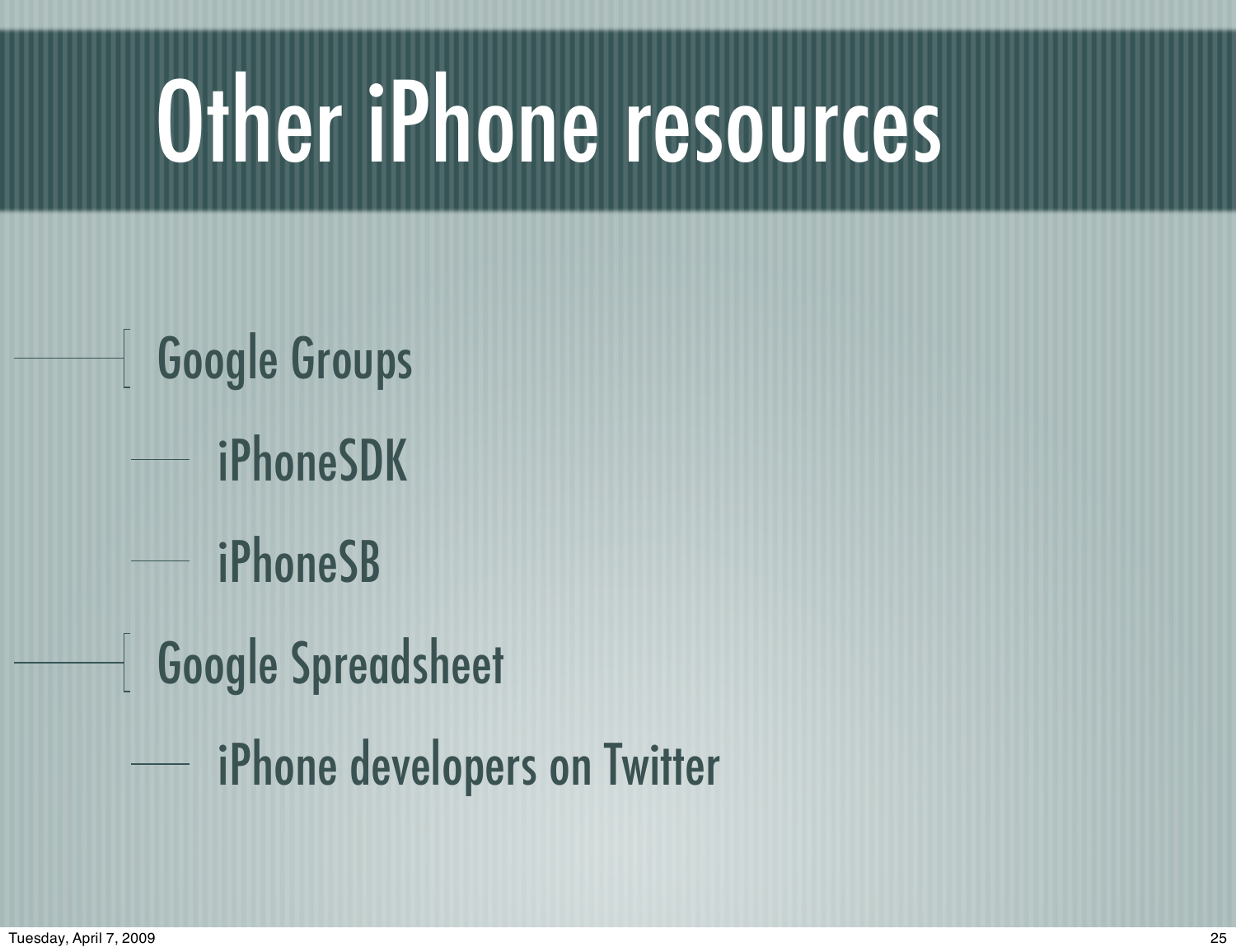# Other iPhone resources

- Google Groups
  - iPhoneSDK
  - iPhoneSB
- Google Spreadsheet
  - iPhone developers on Twitter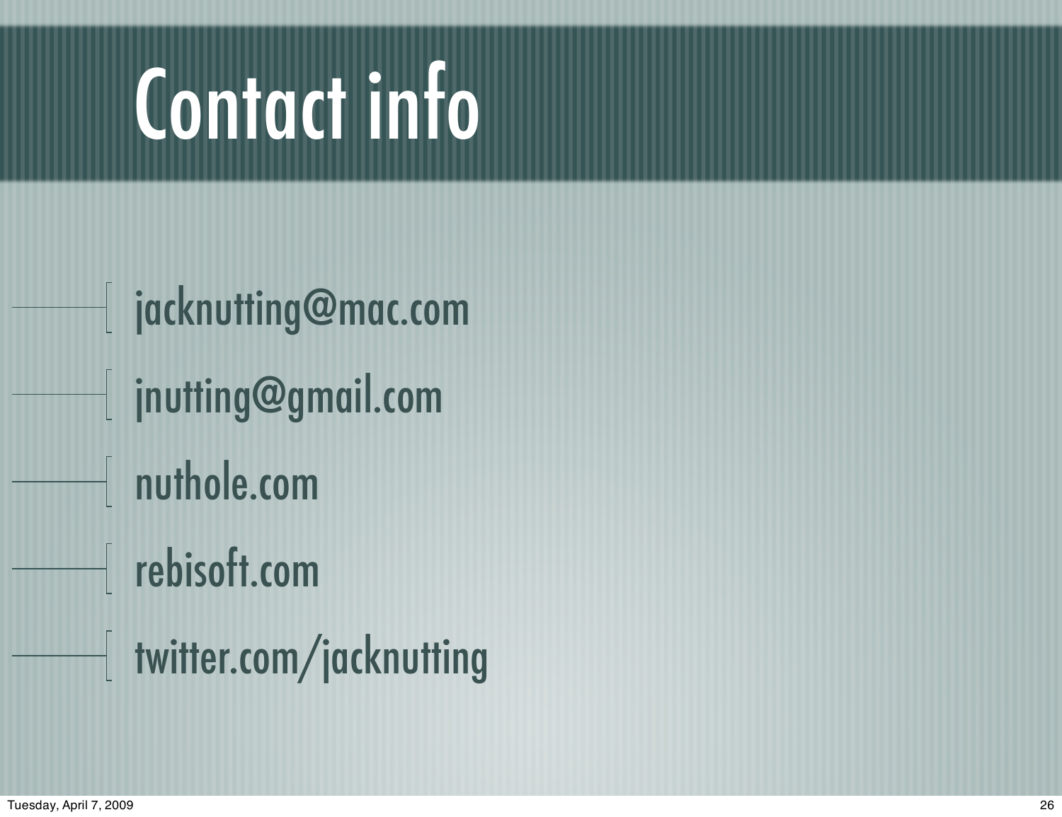# Contact info

- jacknutting@mac.com
- jnutting@gmail.com
- nuthole.com
- rebisoft.com
- twitter.com/jacknutting